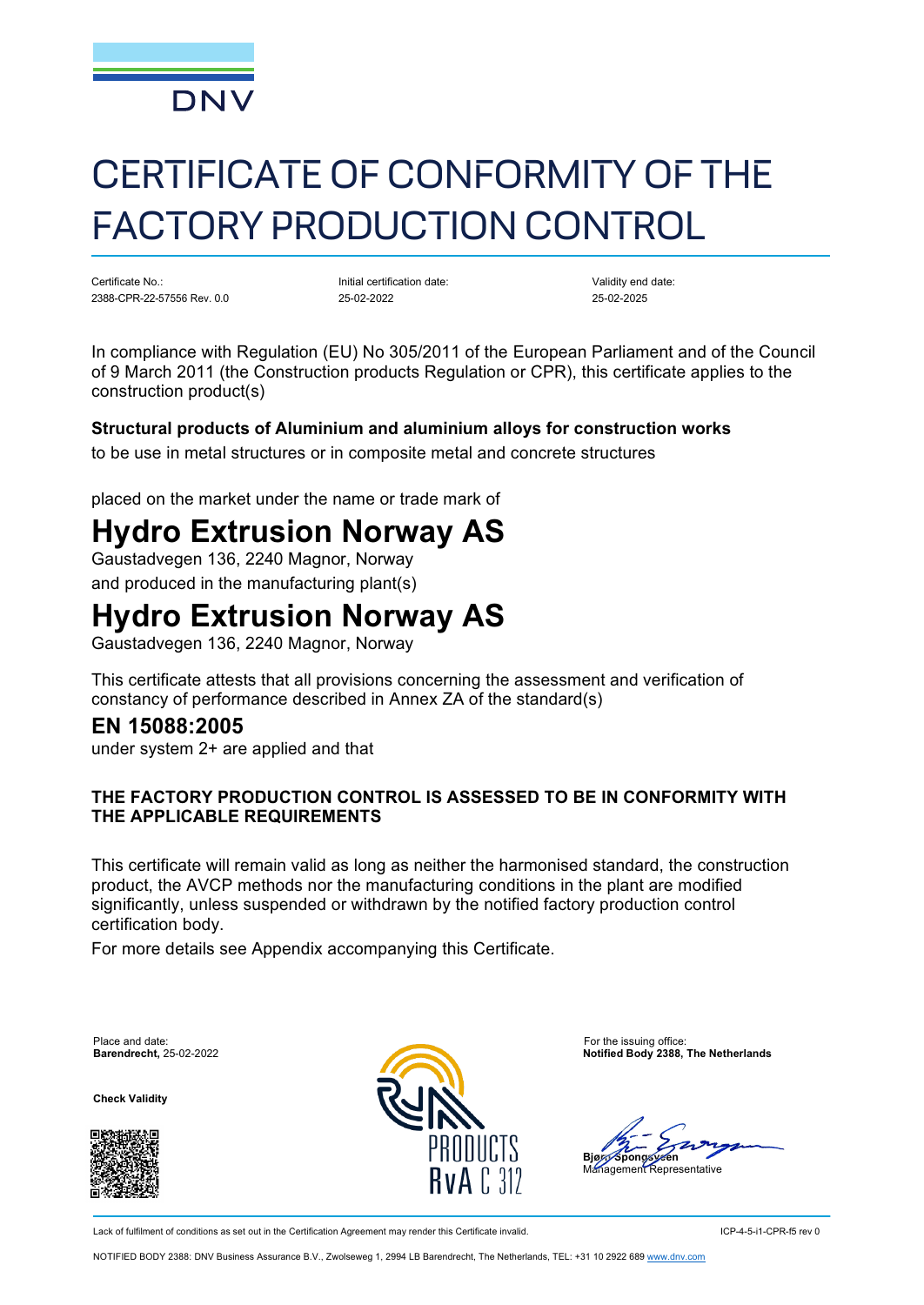DNV

# CERTIFICATE OF CONFORMITY OF THE FACTORY PRODUCTION CONTROL

| Certificate No.: | Initial certification date: | Validity end date: |
| --- | --- | --- |
| 2388-CPR-22-57556 Rev. 0.0 | 25-02-2022 | 25-02-2025 |

In compliance with Regulation (EU) No 305/2011 of the European Parliament and of the Council of 9 March 2011 (the Construction products Regulation or CPR), this certificate applies to the construction product(s)

**Structural products of Aluminium and aluminium alloys for construction works**

to be use in metal structures or in composite metal and concrete structures

placed on the market under the name or trade mark of

# Hydro Extrusion Norway AS

Gaustadvegen 136, 2240 Magnor, Norway

and produced in the manufacturing plant(s)

# Hydro Extrusion Norway AS

Gaustadvegen 136, 2240 Magnor, Norway

This certificate attests that all provisions concerning the assessment and verification of constancy of performance described in Annex ZA of the standard(s)

## EN 15088:2005

under system 2+ are applied and that

**THE FACTORY PRODUCTION CONTROL IS ASSESSED TO BE IN CONFORMITY WITH THE APPLICABLE REQUIREMENTS**

This certificate will remain valid as long as neither the harmonised standard, the construction product, the AVCP methods nor the manufacturing conditions in the plant are modified significantly, unless suspended or withdrawn by the notified factory production control certification body.

For more details see Appendix accompanying this Certificate.

Place and date:
**Barendrecht,** 25-02-2022

**Check Validity**

PRODUCTS
RvA C 312

For the issuing office:
**Notified Body 2388, The Netherlands**

**Bjørn Spongsveen**
Management Representative

Lack of fulfilment of conditions as set out in the Certification Agreement may render this Certificate invalid. ICP-4-5-i1-CPR-f5 rev 0

NOTIFIED BODY 2388: DNV Business Assurance B.V., Zwolseweg 1, 2994 LB Barendrecht, The Netherlands, TEL: +31 10 2922 689 www.dnv.com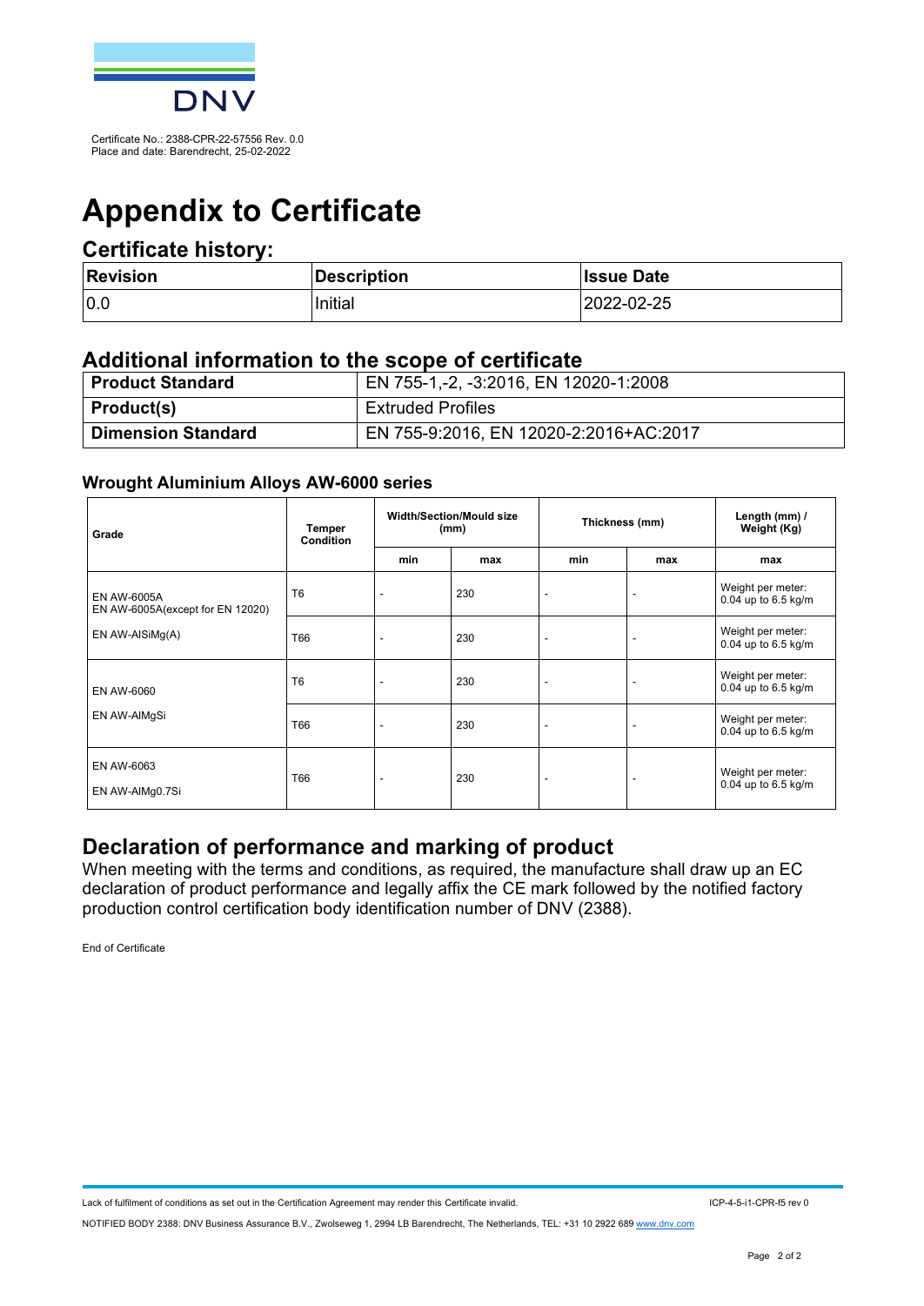Certificate No.: 2388-CPR-22-57556 Rev. 0.0
Place and date: Barendrecht, 25-02-2022

# Appendix to Certificate

## Certificate history:

| Revision | Description | Issue Date |
|---|---|---|
| 0.0 | Initial | 2022-02-25 |

## Additional information to the scope of certificate

| | |
|---|---|
| **Product Standard** | EN 755-1,-2, -3:2016, EN 12020-1:2008 |
| **Product(s)** | Extruded Profiles |
| **Dimension Standard** | EN 755-9:2016, EN 12020-2:2016+AC:2017 |

### Wrought Aluminium Alloys AW-6000 series

| Grade | Temper Condition | Width/Section/Mould size (mm) | | Thickness (mm) | | Length (mm) / Weight (Kg) |
|---|---|---|---|---|---|---|
| | | min | max | min | max | max |
| EN AW-6005A<br>EN AW-6005A(except for EN 12020)<br>EN AW-AlSiMg(A) | T6 | - | 230 | - | - | Weight per meter: 0.04 up to 6.5 kg/m |
| | T66 | - | 230 | - | - | Weight per meter: 0.04 up to 6.5 kg/m |
| EN AW-6060<br>EN AW-AlMgSi | T6 | - | 230 | - | - | Weight per meter: 0.04 up to 6.5 kg/m |
| | T66 | - | 230 | - | - | Weight per meter: 0.04 up to 6.5 kg/m |
| EN AW-6063<br>EN AW-AlMg0.7Si | T66 | - | 230 | - | - | Weight per meter: 0.04 up to 6.5 kg/m |

## Declaration of performance and marking of product

When meeting with the terms and conditions, as required, the manufacture shall draw up an EC declaration of product performance and legally affix the CE mark followed by the notified factory production control certification body identification number of DNV (2388).

End of Certificate

Lack of fulfilment of conditions as set out in the Certification Agreement may render this Certificate invalid. ICP-4-5-i1-CPR-f5 rev 0

NOTIFIED BODY 2388: DNV Business Assurance B.V., Zwolseweg 1, 2994 LB Barendrecht, The Netherlands, TEL: +31 10 2922 689 www.dnv.com